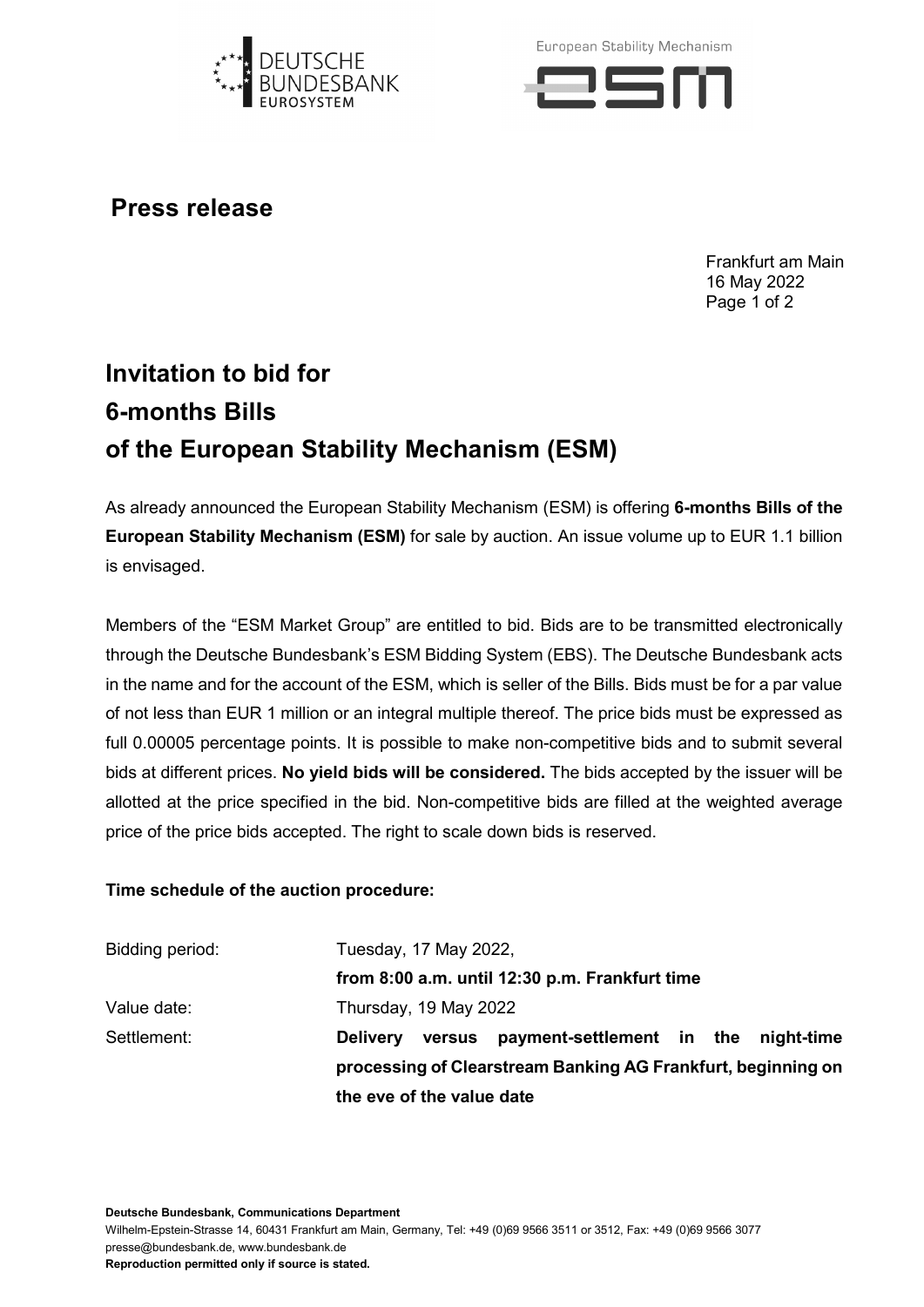# Press release

Frankfurt am Main
16 May 2022

## Invitation to bid for 6-months Bills of the European Stability Mechanism (ESM)

As already announced the European Stability Mechanism (ESM) is offering **6-months Bills of the European Stability Mechanism (ESM)** for sale by auction. An issue volume up to EUR 1.1 billion is envisaged.

Members of the "ESM Market Group" are entitled to bid. Bids are to be transmitted electronically through the Deutsche Bundesbank's ESM Bidding System (EBS). The Deutsche Bundesbank acts in the name and for the account of the ESM, which is seller of the Bills. Bids must be for a par value of not less than EUR 1 million or an integral multiple thereof. The price bids must be expressed as full 0.00005 percentage points. It is possible to make non-competitive bids and to submit several bids at different prices. **No yield bids will be considered.** The bids accepted by the issuer will be allotted at the price specified in the bid. Non-competitive bids are filled at the weighted average price of the price bids accepted. The right to scale down bids is reserved.

**Time schedule of the auction procedure:**

| | |
|---|---|
| Bidding period: | Tuesday, 17 May 2022, **from 8:00 a.m. until 12:30 p.m. Frankfurt time** |
| Value date: | Thursday, 19 May 2022 |
| Settlement: | **Delivery versus payment-settlement in the night-time processing of Clearstream Banking AG Frankfurt, beginning on the eve of the value date** |

**Deutsche Bundesbank, Communications Department**
Wilhelm-Epstein-Strasse 14, 60431 Frankfurt am Main, Germany, Tel: +49 (0)69 9566 3511 or 3512, Fax: +49 (0)69 9566 3077
presse@bundesbank.de, www.bundesbank.de
**Reproduction permitted only if source is stated.**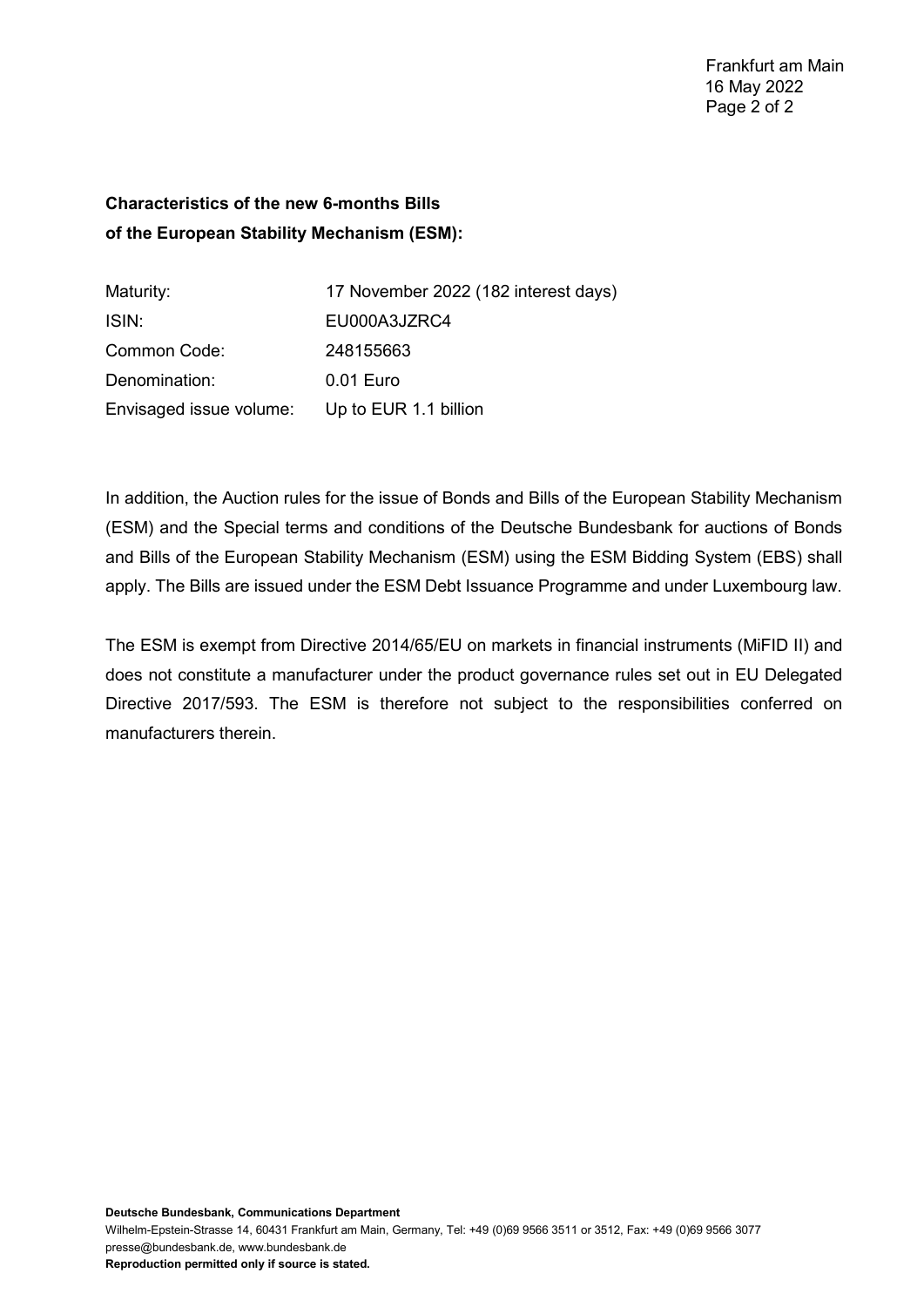**Characteristics of the new 6-months Bills of the European Stability Mechanism (ESM):**

| | |
|---|---|
| Maturity: | 17 November 2022 (182 interest days) |
| ISIN: | EU000A3JZRC4 |
| Common Code: | 248155663 |
| Denomination: | 0.01 Euro |
| Envisaged issue volume: | Up to EUR 1.1 billion |

In addition, the Auction rules for the issue of Bonds and Bills of the European Stability Mechanism (ESM) and the Special terms and conditions of the Deutsche Bundesbank for auctions of Bonds and Bills of the European Stability Mechanism (ESM) using the ESM Bidding System (EBS) shall apply. The Bills are issued under the ESM Debt Issuance Programme and under Luxembourg law.

The ESM is exempt from Directive 2014/65/EU on markets in financial instruments (MiFID II) and does not constitute a manufacturer under the product governance rules set out in EU Delegated Directive 2017/593. The ESM is therefore not subject to the responsibilities conferred on manufacturers therein.